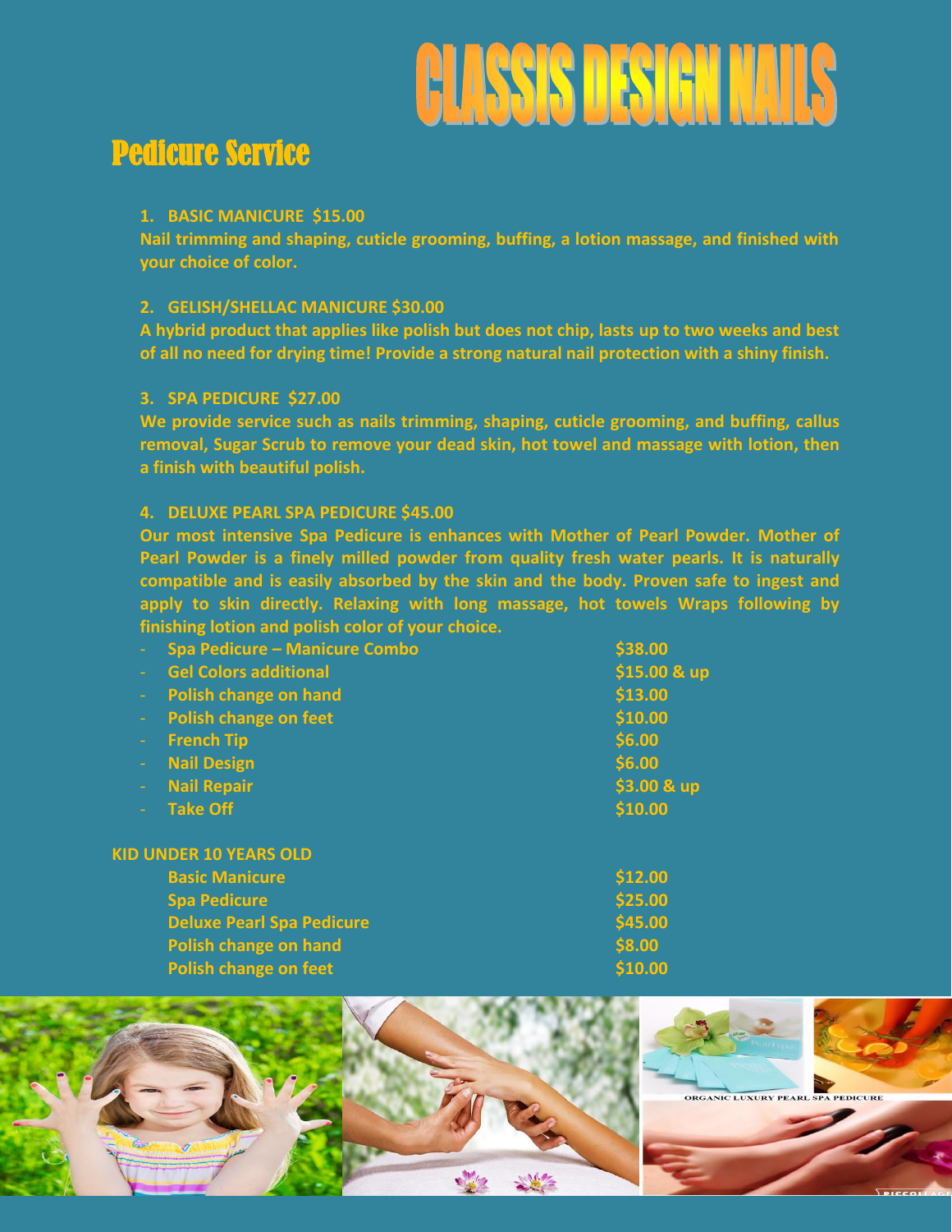# CLASSIS DESIGN NAILS

## Pedicure Service

1. **BASIC MANICURE $15.00**

   Nail trimming and shaping, cuticle grooming, buffing, a lotion massage, and finished with your choice of color.

2. **GELISH/SHELLAC MANICURE $30.00**

   A hybrid product that applies like polish but does not chip, lasts up to two weeks and best of all no need for drying time! Provide a strong natural nail protection with a shiny finish.

3. **SPA PEDICURE $27.00**

   We provide service such as nails trimming, shaping, cuticle grooming, and buffing, callus removal, Sugar Scrub to remove your dead skin, hot towel and massage with lotion, then a finish with beautiful polish.

4. **DELUXE PEARL SPA PEDICURE $45.00**

   Our most intensive Spa Pedicure is enhances with Mother of Pearl Powder. Mother of Pearl Powder is a finely milled powder from quality fresh water pearls. It is naturally compatible and is easily absorbed by the skin and the body. Proven safe to ingest and apply to skin directly. Relaxing with long massage, hot towels Wraps following by finishing lotion and polish color of your choice.

| Service | Price |
| --- | --- |
| - Spa Pedicure – Manicure Combo | $38.00 |
| - Gel Colors additional | $15.00 & up |
| - Polish change on hand | $13.00 |
| - Polish change on feet | $10.00 |
| - French Tip | $6.00 |
| - Nail Design | $6.00 |
| - Nail Repair | $3.00 & up |
| - Take Off | $10.00 |

**KID UNDER 10 YEARS OLD**

| Service | Price |
| --- | --- |
| Basic Manicure | $12.00 |
| Spa Pedicure | $25.00 |
| Deluxe Pearl Spa Pedicure | $45.00 |
| Polish change on hand | $8.00 |
| Polish change on feet | $10.00 |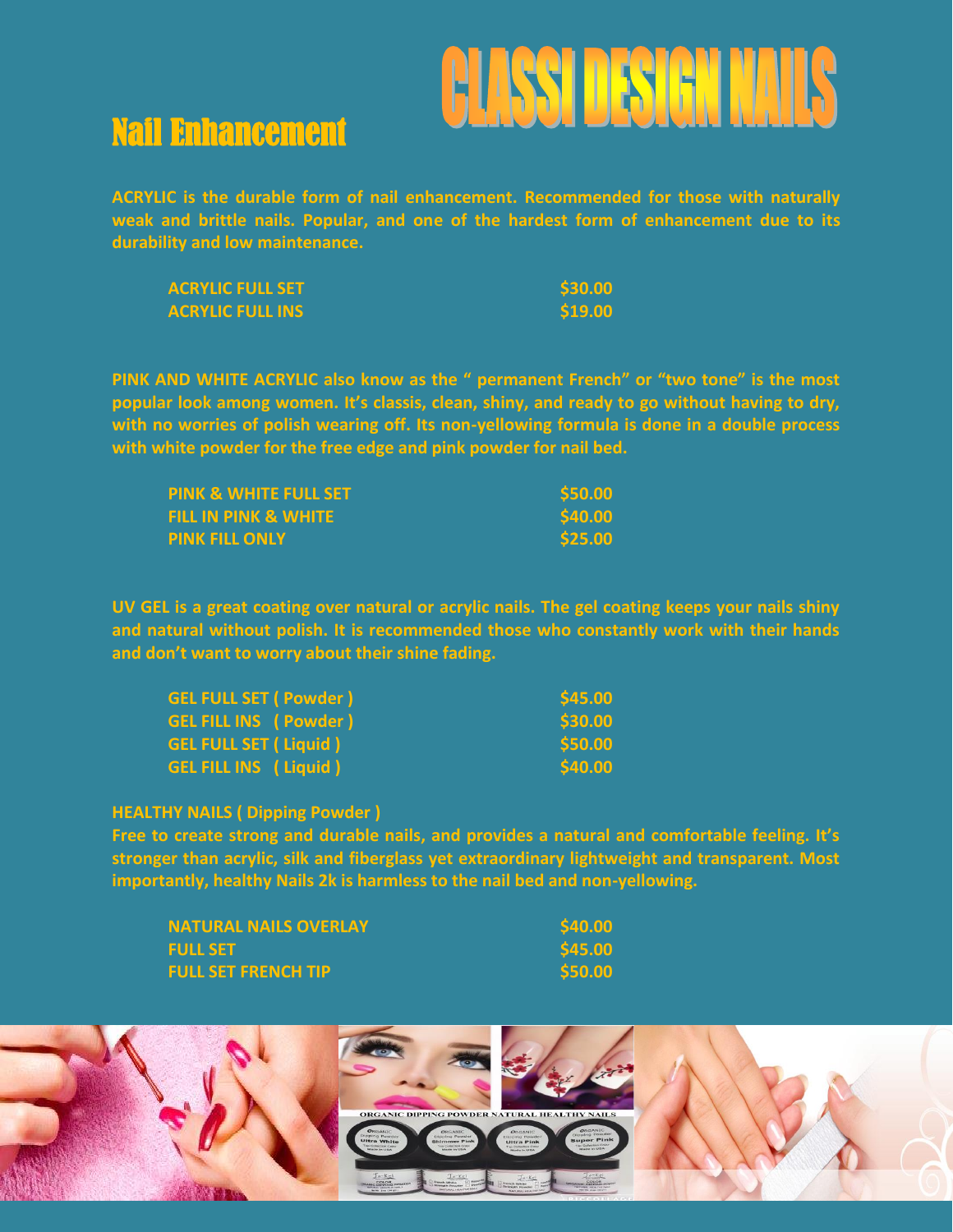# CLASSI DESIGN NAILS

## Nail Enhancement

**ACRYLIC is the durable form of nail enhancement. Recommended for those with naturally weak and brittle nails. Popular, and one of the hardest form of enhancement due to its durability and low maintenance.**

| | |
|---|---|
| ACRYLIC FULL SET | $30.00 |
| ACRYLIC FULL INS | $19.00 |

**PINK AND WHITE ACRYLIC also know as the " permanent French" or "two tone" is the most popular look among women. It's classis, clean, shiny, and ready to go without having to dry, with no worries of polish wearing off. Its non-yellowing formula is done in a double process with white powder for the free edge and pink powder for nail bed.**

| | |
|---|---|
| PINK & WHITE FULL SET | $50.00 |
| FILL IN PINK & WHITE | $40.00 |
| PINK FILL ONLY | $25.00 |

**UV GEL is a great coating over natural or acrylic nails. The gel coating keeps your nails shiny and natural without polish. It is recommended those who constantly work with their hands and don't want to worry about their shine fading.**

| | |
|---|---|
| GEL FULL SET ( Powder ) | $45.00 |
| GEL FILL INS ( Powder ) | $30.00 |
| GEL FULL SET ( Liquid ) | $50.00 |
| GEL FILL INS ( Liquid ) | $40.00 |

**HEALTHY NAILS ( Dipping Powder )**

**Free to create strong and durable nails, and provides a natural and comfortable feeling. It's stronger than acrylic, silk and fiberglass yet extraordinary lightweight and transparent. Most importantly, healthy Nails 2k is harmless to the nail bed and non-yellowing.**

| | |
|---|---|
| NATURAL NAILS OVERLAY | $40.00 |
| FULL SET | $45.00 |
| FULL SET FRENCH TIP | $50.00 |